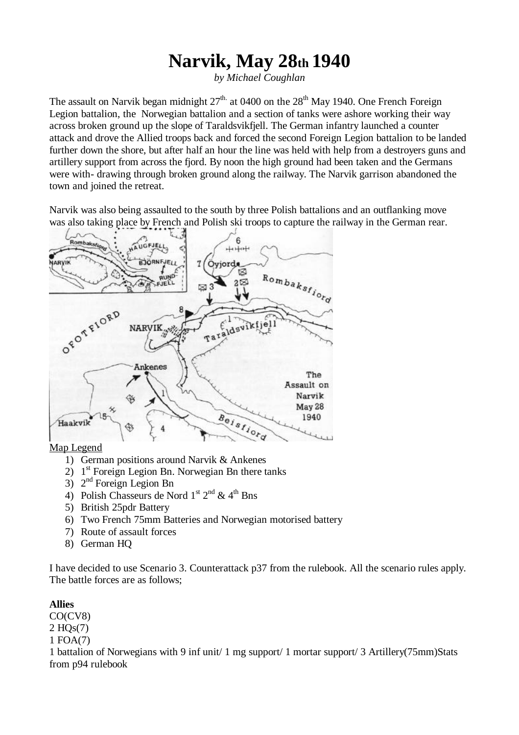# Narvik, May 28th 1940

*by Michael Coughlan*

The assault on Narvik began midnight 27th. at 0400 on the 28th May 1940. One French Foreign Legion battalion, the Norwegian battalion and a section of tanks were ashore working their way across broken ground up the slope of Taraldsvikfjell. The German infantry launched a counter attack and drove the Allied troops back and forced the second Foreign Legion battalion to be landed further down the shore, but after half an hour the line was held with help from a destroyers guns and artillery support from across the fjord. By noon the high ground had been taken and the Germans were with- drawing through broken ground along the railway. The Narvik garrison abandoned the town and joined the retreat.

Narvik was also being assaulted to the south by three Polish battalions and an outflanking move was also taking place by French and Polish ski troops to capture the railway in the German rear.

Map Legend

1) German positions around Narvik & Ankenes
2) 1st Foreign Legion Bn. Norwegian Bn there tanks
3) 2nd Foreign Legion Bn
4) Polish Chasseurs de Nord 1st 2nd & 4th Bns
5) British 25pdr Battery
6) Two French 75mm Batteries and Norwegian motorised battery
7) Route of assault forces
8) German HQ

I have decided to use Scenario 3. Counterattack p37 from the rulebook. All the scenario rules apply. The battle forces are as follows;

**Allies**

CO(CV8)
2 HQs(7)
1 FOA(7)
1 battalion of Norwegians with 9 inf unit/ 1 mg support/ 1 mortar support/ 3 Artillery(75mm)Stats from p94 rulebook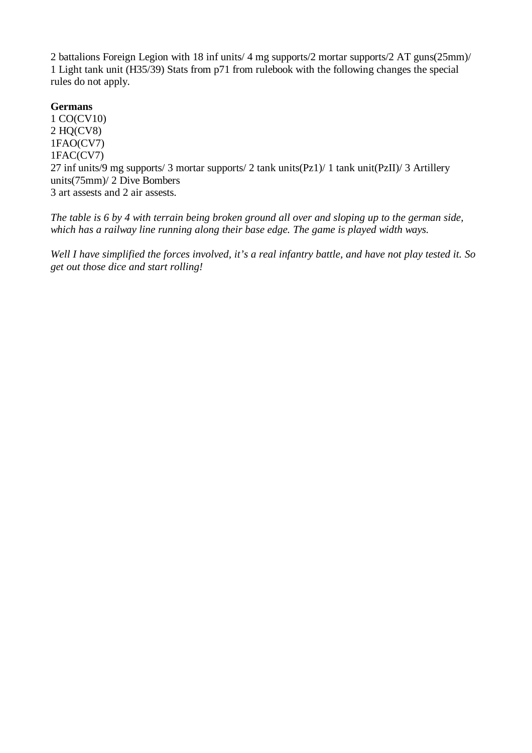2 battalions Foreign Legion with 18 inf units/ 4 mg supports/2 mortar supports/2 AT guns(25mm)/ 1 Light tank unit (H35/39) Stats from p71 from rulebook with the following changes the special rules do not apply.

**Germans**
1 CO(CV10)
2 HQ(CV8)
1FAO(CV7)
1FAC(CV7)
27 inf units/9 mg supports/ 3 mortar supports/ 2 tank units(Pz1)/ 1 tank unit(PzII)/ 3 Artillery units(75mm)/ 2 Dive Bombers
3 art assests and 2 air assests.

*The table is 6 by 4 with terrain being broken ground all over and sloping up to the german side, which has a railway line running along their base edge. The game is played width ways.*

*Well I have simplified the forces involved, it's a real infantry battle, and have not play tested it. So get out those dice and start rolling!*